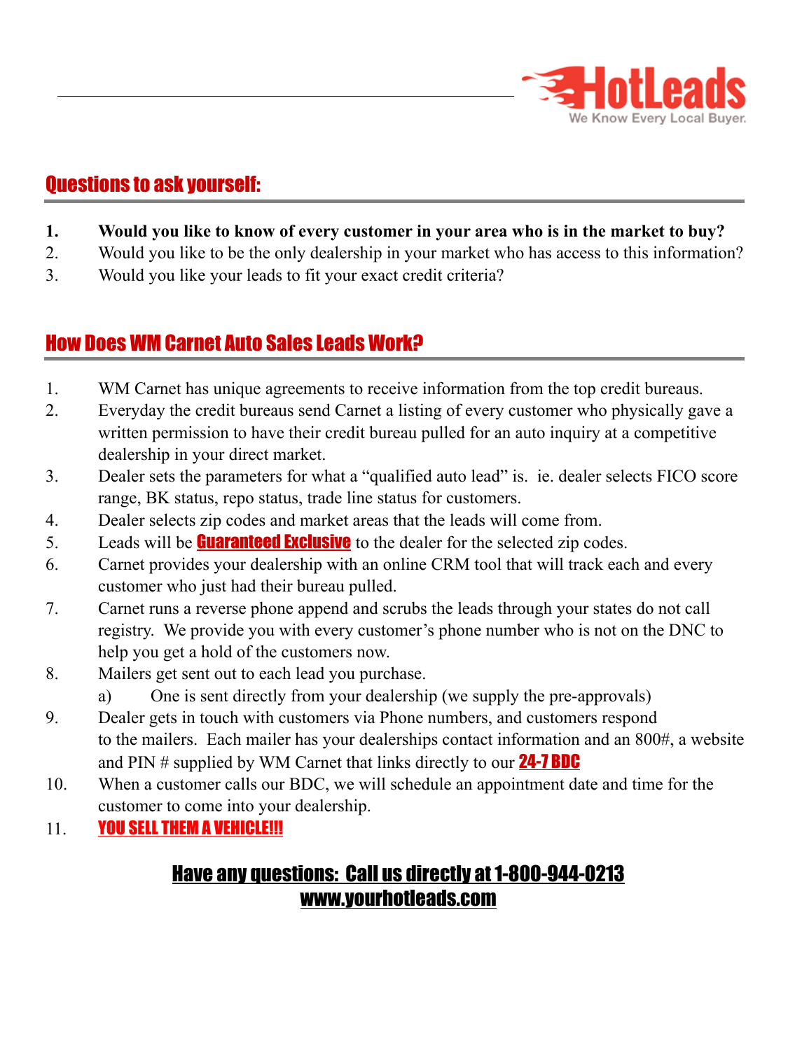HotLeads

We Know Every Local Buyer.

## Questions to ask yourself:

1. **Would you like to know of every customer in your area who is in the market to buy?**
2. Would you like to be the only dealership in your market who has access to this information?
3. Would you like your leads to fit your exact credit criteria?

## How Does WM Carnet Auto Sales Leads Work?

1. WM Carnet has unique agreements to receive information from the top credit bureaus.
2. Everyday the credit bureaus send Carnet a listing of every customer who physically gave a written permission to have their credit bureau pulled for an auto inquiry at a competitive dealership in your direct market.
3. Dealer sets the parameters for what a "qualified auto lead" is. ie. dealer selects FICO score range, BK status, repo status, trade line status for customers.
4. Dealer selects zip codes and market areas that the leads will come from.
5. Leads will be **Guaranteed Exclusive** to the dealer for the selected zip codes.
6. Carnet provides your dealership with an online CRM tool that will track each and every customer who just had their bureau pulled.
7. Carnet runs a reverse phone append and scrubs the leads through your states do not call registry. We provide you with every customer's phone number who is not on the DNC to help you get a hold of the customers now.
8. Mailers get sent out to each lead you purchase.
   a) One is sent directly from your dealership (we supply the pre-approvals)
9. Dealer gets in touch with customers via Phone numbers, and customers respond to the mailers. Each mailer has your dealerships contact information and an 800#, a website and PIN # supplied by WM Carnet that links directly to our **24-7 BDC**
10. When a customer calls our BDC, we will schedule an appointment date and time for the customer to come into your dealership.
11. **YOU SELL THEM A VEHICLE!!!**

**Have any questions: Call us directly at 1-800-944-0213**
**www.yourhotleads.com**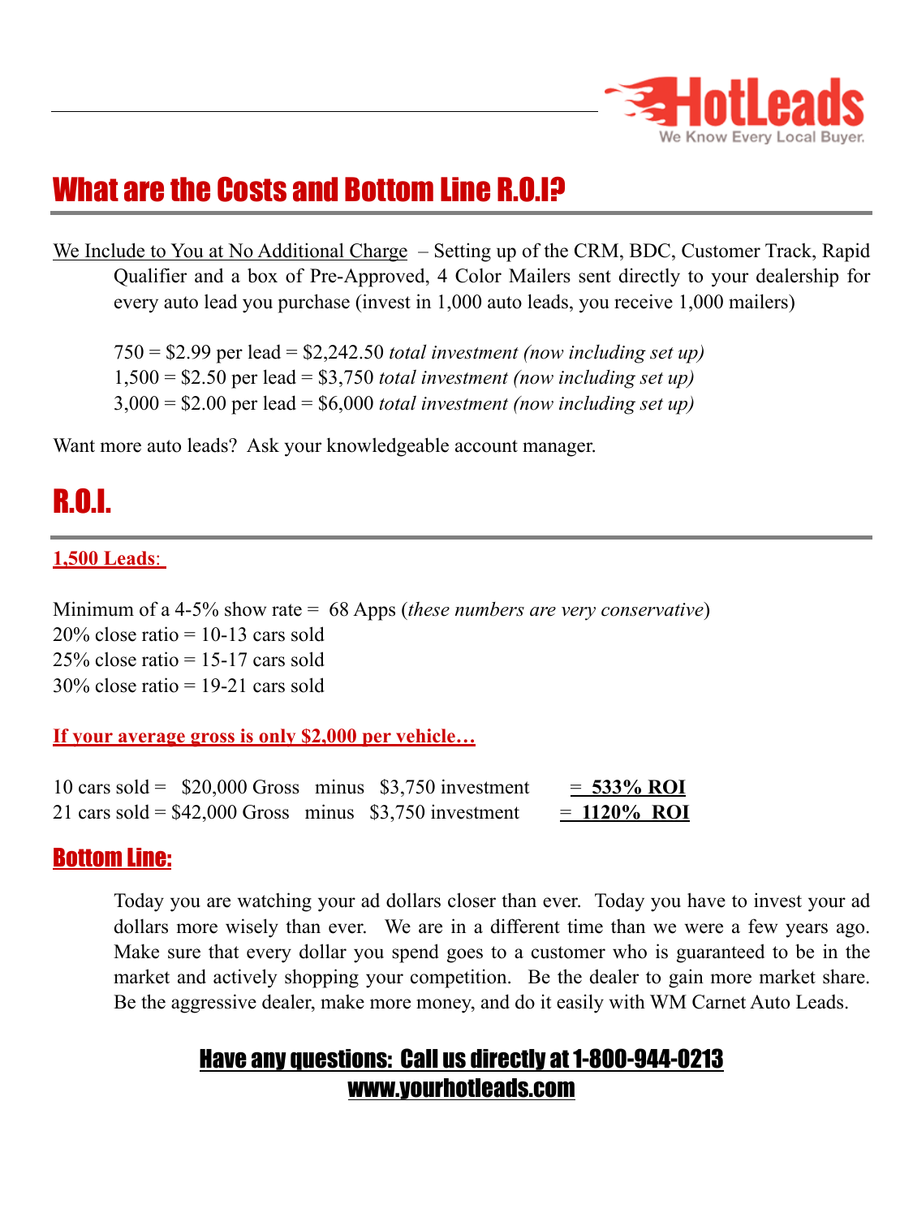## What are the Costs and Bottom Line R.O.I?

We Include to You at No Additional Charge – Setting up of the CRM, BDC, Customer Track, Rapid Qualifier and a box of Pre-Approved, 4 Color Mailers sent directly to your dealership for every auto lead you purchase (invest in 1,000 auto leads, you receive 1,000 mailers)

750 = $2.99 per lead = $2,242.50 *total investment (now including set up)*
1,500 = $2.50 per lead = $3,750 *total investment (now including set up)*
3,000 = $2.00 per lead = $6,000 *total investment (now including set up)*

Want more auto leads? Ask your knowledgeable account manager.

## R.O.I.

**1,500 Leads:**

Minimum of a 4-5% show rate = 68 Apps (*these numbers are very conservative*)
20% close ratio = 10-13 cars sold
25% close ratio = 15-17 cars sold
30% close ratio = 19-21 cars sold

**If your average gross is only $2,000 per vehicle…**

10 cars sold = $20,000 Gross minus $3,750 investment = **533% ROI**
21 cars sold = $42,000 Gross minus $3,750 investment = **1120% ROI**

## Bottom Line:

Today you are watching your ad dollars closer than ever. Today you have to invest your ad dollars more wisely than ever. We are in a different time than we were a few years ago. Make sure that every dollar you spend goes to a customer who is guaranteed to be in the market and actively shopping your competition. Be the dealer to gain more market share. Be the aggressive dealer, make more money, and do it easily with WM Carnet Auto Leads.

**Have any questions: Call us directly at 1-800-944-0213**
**www.yourhotleads.com**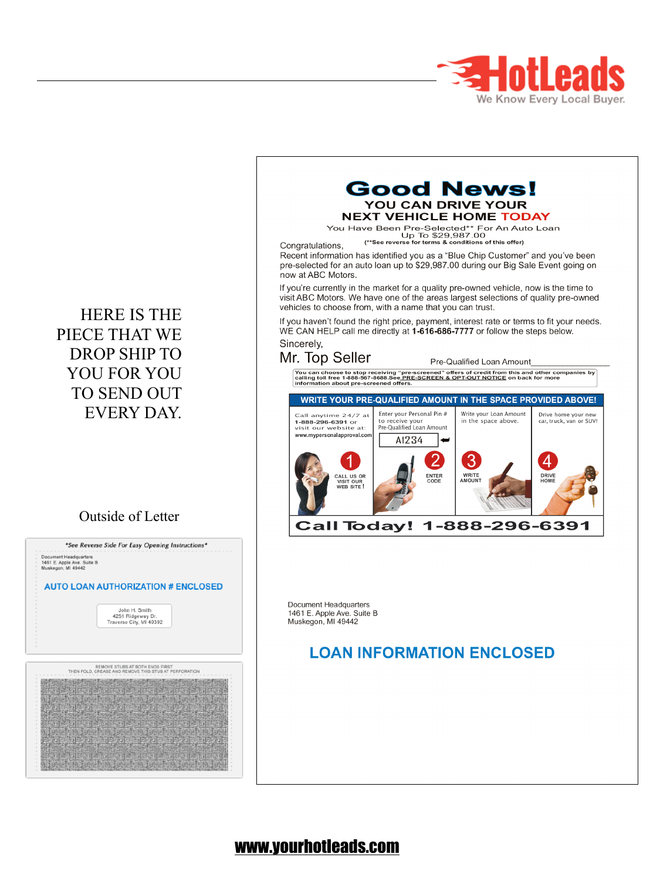HotLeads

We Know Every Local Buyer.

HERE IS THE PIECE THAT WE DROP SHIP TO YOU FOR YOU TO SEND OUT EVERY DAY.

Outside of Letter

*See Reverse Side For Easy Opening Instructions*

Document Headquarters
1461 E. Apple Ave. Suite B
Muskegon, MI 49442

AUTO LOAN AUTHORIZATION # ENCLOSED

John H. Smith
4251 Ridgeway Dr.
Traverse City, MI 49392

REMOVE STUBS AT BOTH ENDS FIRST
THEN FOLD, CREASE AND REMOVE THIS STUB AT PERFORATION

# Good News!

## YOU CAN DRIVE YOUR NEXT VEHICLE HOME TODAY

You Have Been Pre-Selected** For An Auto Loan Up To $29,987.00
(**See reverse for terms & conditions of this offer)

Congratulations,

Recent information has identified you as a "Blue Chip Customer" and you've been pre-selected for an auto loan up to $29,987.00 during our Big Sale Event going on now at ABC Motors.

If you're currently in the market for a quality pre-owned vehicle, now is the time to visit ABC Motors. We have one of the areas largest selections of quality pre-owned vehicles to choose from, with a name that you can trust.

If you haven't found the right price, payment, interest rate or terms to fit your needs. WE CAN HELP call me directly at **1-616-686-7777** or follow the steps below.

Sincerely,

Mr. Top Seller

Pre-Qualified Loan Amount_______________

You can choose to stop receiving "pre-screened" offers of credit from this and other companies by calling toll free 1-888-567-8688.See PRE-SCREEN & OPT-OUT NOTICE on back for more information about pre-screened offers.

**WRITE YOUR PRE-QUALIFIED AMOUNT IN THE SPACE PROVIDED ABOVE!**

| | | | |
|---|---|---|---|
| Call anytime 24/7 at 1-888-296-6391 or visit our website at: www.mypersonalapproval.com | Enter your Personal Pin # to receive your Pre-Qualified Loan Amount AI234 | Write your Loan Amount in the space above. | Drive home your new car, truck, van or SUV! |
| 1 CALL US OR VISIT OUR WEB SITE ! | 2 ENTER CODE | 3 WRITE AMOUNT | 4 DRIVE HOME |

**Call Today! 1-888-296-6391**

Document Headquarters
1461 E. Apple Ave. Suite B
Muskegon, MI 49442

LOAN INFORMATION ENCLOSED

www.yourhotleads.com